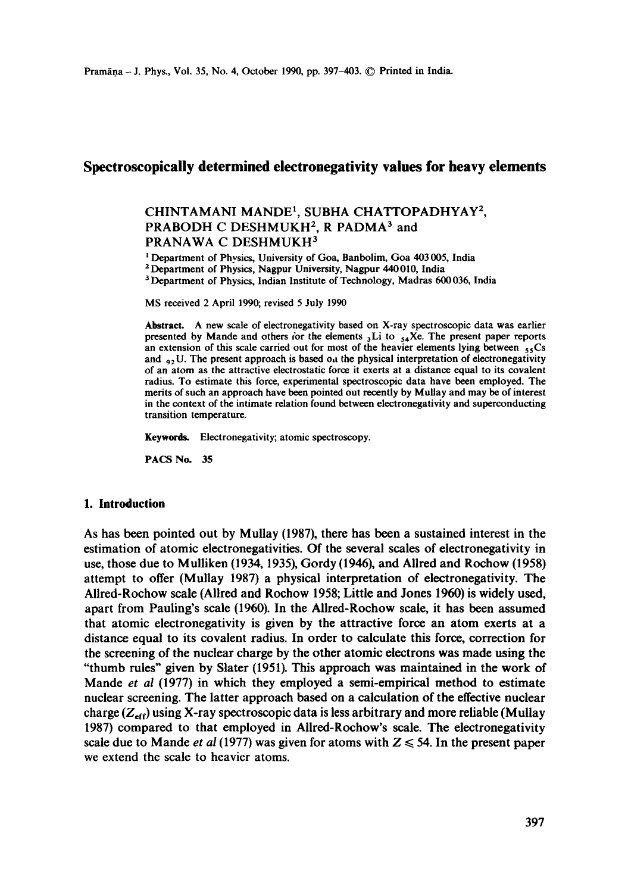# Spectroscopically determined electronegativity values for heavy elements

CHINTAMANI MANDE[1], SUBHA CHATTOPADHYAY[2], PRABODH C DESHMUKH[2], R PADMA[3] and PRANAWA C DESHMUKH[3]

[1] Department of Physics, University of Goa, Banbolim, Goa 403 005, India
[2] Department of Physics, Nagpur University, Nagpur 440 010, India
[3] Department of Physics, Indian Institute of Technology, Madras 600 036, India

MS received 2 April 1990; revised 5 July 1990

**Abstract.** A new scale of electronegativity based on X-ray spectroscopic data was earlier presented by Mande and others for the elements $_3$Li to $_{54}$Xe. The present paper reports an extension of this scale carried out for most of the heavier elements lying between $_{55}$Cs and $_{92}$U. The present approach is based on the physical interpretation of electronegativity of an atom as the attractive electrostatic force it exerts at a distance equal to its covalent radius. To estimate this force, experimental spectroscopic data have been employed. The merits of such an approach have been pointed out recently by Mullay and may be of interest in the context of the intimate relation found between electronegativity and superconducting transition temperature.

**Keywords.** Electronegativity; atomic spectroscopy.

**PACS No. 35**

## 1. Introduction

As has been pointed out by Mullay (1987), there has been a sustained interest in the estimation of atomic electronegativities. Of the several scales of electronegativity in use, those due to Mulliken (1934, 1935), Gordy (1946), and Allred and Rochow (1958) attempt to offer (Mullay 1987) a physical interpretation of electronegativity. The Allred-Rochow scale (Allred and Rochow 1958; Little and Jones 1960) is widely used, apart from Pauling's scale (1960). In the Allred-Rochow scale, it has been assumed that atomic electronegativity is given by the attractive force an atom exerts at a distance equal to its covalent radius. In order to calculate this force, correction for the screening of the nuclear charge by the other atomic electrons was made using the "thumb rules" given by Slater (1951). This approach was maintained in the work of Mande *et al* (1977) in which they employed a semi-empirical method to estimate nuclear screening. The latter approach based on a calculation of the effective nuclear charge ($Z_{\text{eff}}$) using X-ray spectroscopic data is less arbitrary and more reliable (Mullay 1987) compared to that employed in Allred-Rochow's scale. The electronegativity scale due to Mande *et al* (1977) was given for atoms with $Z \leqslant 54$. In the present paper we extend the scale to heavier atoms.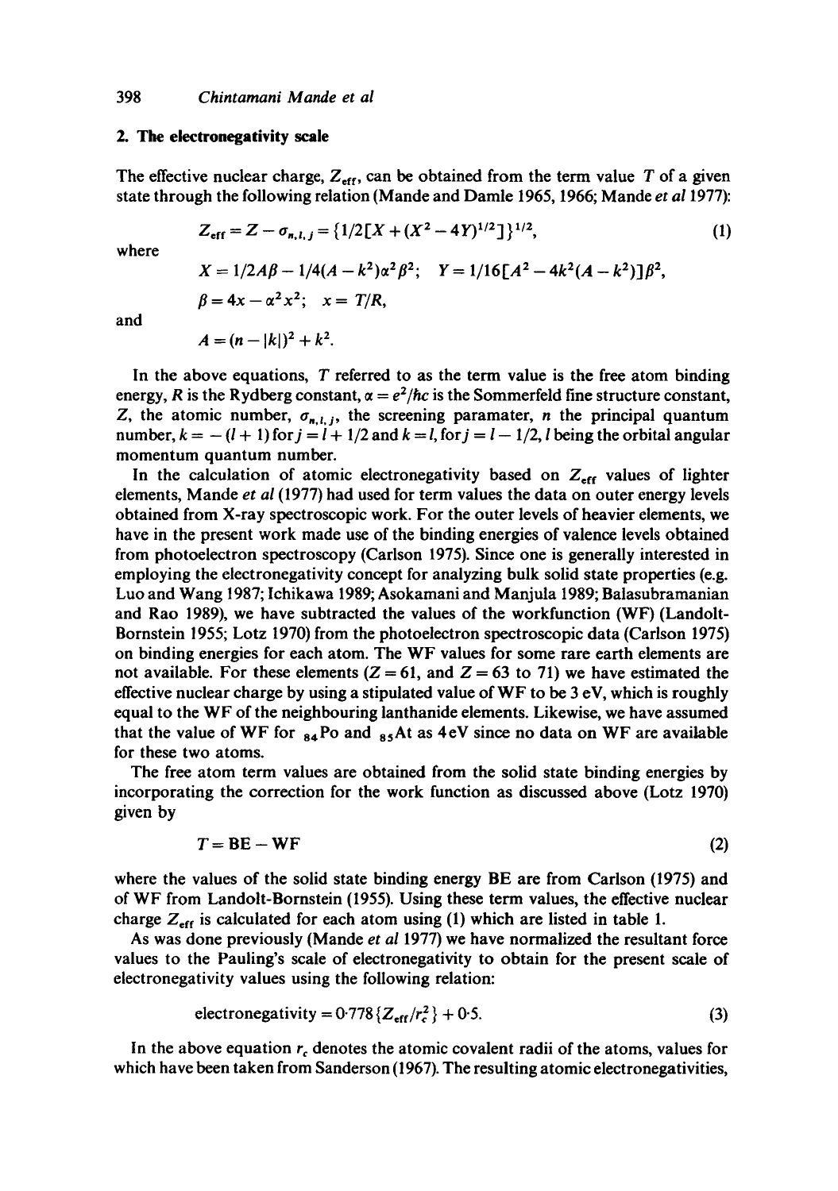## 2. The electronegativity scale

The effective nuclear charge, $Z_{eff}$, can be obtained from the term value $T$ of a given state through the following relation (Mande and Damle 1965, 1966; Mande *et al* 1977):

$$Z_{eff} = Z - \sigma_{n,l,j} = \{1/2[X + (X^2 - 4Y)^{1/2}]\}^{1/2}, \tag{1}$$

where

$$X = 1/2A\beta - 1/4(A - k^2)\alpha^2\beta^2; \quad Y = 1/16[A^2 - 4k^2(A - k^2)]\beta^2,$$

$$\beta = 4x - \alpha^2 x^2; \quad x = T/R,$$

and

$$A = (n - |k|)^2 + k^2.$$

In the above equations, $T$ referred to as the term value is the free atom binding energy, $R$ is the Rydberg constant, $\alpha = e^2/\hbar c$ is the Sommerfeld fine structure constant, $Z$, the atomic number, $\sigma_{n,l,j}$, the screening paramater, $n$ the principal quantum number, $k = -(l+1)$ for $j = l + 1/2$ and $k = l$, for $j = l - 1/2$, $l$ being the orbital angular momentum quantum number.

In the calculation of atomic electronegativity based on $Z_{eff}$ values of lighter elements, Mande *et al* (1977) had used for term values the data on outer energy levels obtained from X-ray spectroscopic work. For the outer levels of heavier elements, we have in the present work made use of the binding energies of valence levels obtained from photoelectron spectroscopy (Carlson 1975). Since one is generally interested in employing the electronegativity concept for analyzing bulk solid state properties (e.g. Luo and Wang 1987; Ichikawa 1989; Asokamani and Manjula 1989; Balasubramanian and Rao 1989), we have subtracted the values of the workfunction (WF) (Landolt-Bornstein 1955; Lotz 1970) from the photoelectron spectroscopic data (Carlson 1975) on binding energies for each atom. The WF values for some rare earth elements are not available. For these elements ($Z = 61$, and $Z = 63$ to 71) we have estimated the effective nuclear charge by using a stipulated value of WF to be 3 eV, which is roughly equal to the WF of the neighbouring lanthanide elements. Likewise, we have assumed that the value of WF for $_{84}$Po and $_{85}$At as 4 eV since no data on WF are available for these two atoms.

The free atom term values are obtained from the solid state binding energies by incorporating the correction for the work function as discussed above (Lotz 1970) given by

$$T = \mathrm{BE} - \mathrm{WF} \tag{2}$$

where the values of the solid state binding energy BE are from Carlson (1975) and of WF from Landolt-Bornstein (1955). Using these term values, the effective nuclear charge $Z_{eff}$ is calculated for each atom using (1) which are listed in table 1.

As was done previously (Mande *et al* 1977) we have normalized the resultant force values to the Pauling's scale of electronegativity to obtain for the present scale of electronegativity values using the following relation:

$$\text{electronegativity} = 0{\cdot}778\{Z_{eff}/r_c^2\} + 0{\cdot}5. \tag{3}$$

In the above equation $r_c$ denotes the atomic covalent radii of the atoms, values for which have been taken from Sanderson (1967). The resulting atomic electronegativities,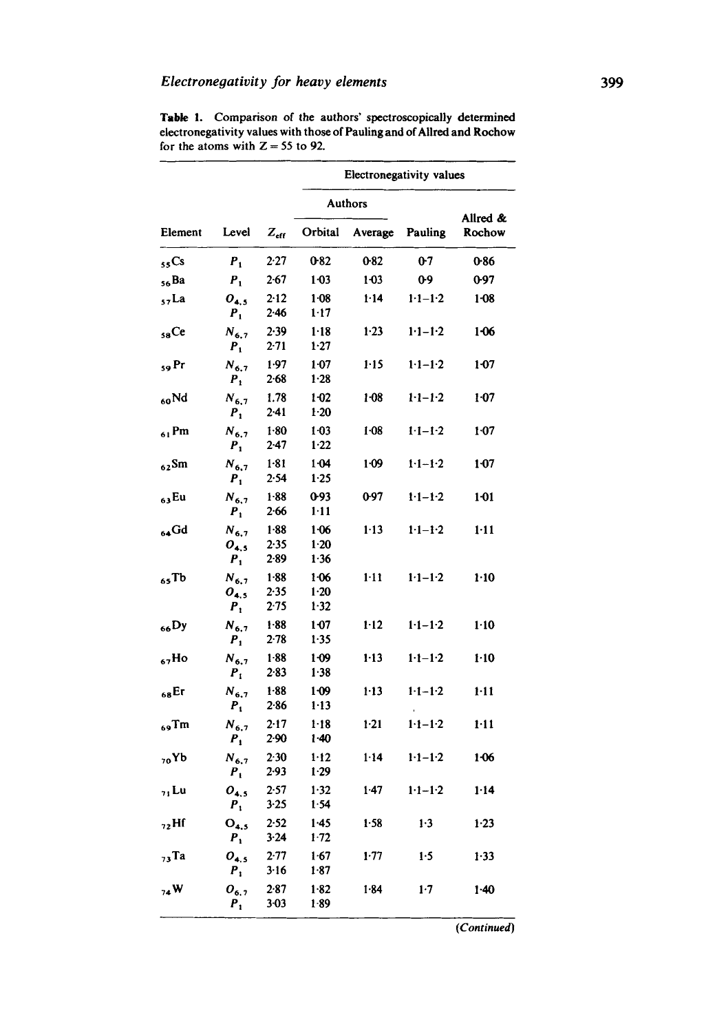**Table 1.** Comparison of the authors' spectroscopically determined electronegativity values with those of Pauling and of Allred and Rochow for the atoms with $Z = 55$ to 92.

| | | | Electronegativity values | | | |
|---|---|---|---|---|---|---|
| | | | Authors | | | |
| Element | Level | $Z_{eff}$ | Orbital | Average | Pauling | Allred & Rochow |
| $_{55}$Cs | $P_1$ | 2·27 | 0·82 | 0·82 | 0·7 | 0·86 |
| $_{56}$Ba | $P_1$ | 2·67 | 1·03 | 1·03 | 0·9 | 0·97 |
| $_{57}$La | $O_{4,5}$ | 2·12 | 1·08 | 1·14 | 1·1–1·2 | 1·08 |
| | $P_1$ | 2·46 | 1·17 | | | |
| $_{58}$Ce | $N_{6,7}$ | 2·39 | 1·18 | 1·23 | 1·1–1·2 | 1·06 |
| | $P_1$ | 2·71 | 1·27 | | | |
| $_{59}$Pr | $N_{6,7}$ | 1·97 | 1·07 | 1·15 | 1·1–1·2 | 1·07 |
| | $P_1$ | 2·68 | 1·28 | | | |
| $_{60}$Nd | $N_{6,7}$ | 1.78 | 1·02 | 1·08 | 1·1–1·2 | 1·07 |
| | $P_1$ | 2·41 | 1·20 | | | |
| $_{61}$Pm | $N_{6,7}$ | 1·80 | 1·03 | 1·08 | 1·1–1·2 | 1·07 |
| | $P_1$ | 2·47 | 1·22 | | | |
| $_{62}$Sm | $N_{6,7}$ | 1·81 | 1·04 | 1·09 | 1·1–1·2 | 1·07 |
| | $P_1$ | 2·54 | 1·25 | | | |
| $_{63}$Eu | $N_{6,7}$ | 1·88 | 0·93 | 0·97 | 1·1–1·2 | 1·01 |
| | $P_1$ | 2·66 | 1·11 | | | |
| $_{64}$Gd | $N_{6,7}$ | 1·88 | 1·06 | 1·13 | 1·1–1·2 | 1·11 |
| | $O_{4,5}$ | 2·35 | 1·20 | | | |
| | $P_1$ | 2·89 | 1·36 | | | |
| $_{65}$Tb | $N_{6,7}$ | 1·88 | 1·06 | 1·11 | 1·1–1·2 | 1·10 |
| | $O_{4,5}$ | 2·35 | 1·20 | | | |
| | $P_1$ | 2·75 | 1·32 | | | |
| $_{66}$Dy | $N_{6,7}$ | 1·88 | 1·07 | 1·12 | 1·1–1·2 | 1·10 |
| | $P_1$ | 2·78 | 1·35 | | | |
| $_{67}$Ho | $N_{6,7}$ | 1·88 | 1·09 | 1·13 | 1·1–1·2 | 1·10 |
| | $P_1$ | 2·83 | 1·38 | | | |
| $_{68}$Er | $N_{6,7}$ | 1·88 | 1·09 | 1·13 | 1·1–1·2 | 1·11 |
| | $P_1$ | 2·86 | 1·13 | | | |
| $_{69}$Tm | $N_{6,7}$ | 2·17 | 1·18 | 1·21 | 1·1–1·2 | 1·11 |
| | $P_1$ | 2·90 | 1·40 | | | |
| $_{70}$Yb | $N_{6,7}$ | 2·30 | 1·12 | 1·14 | 1·1–1·2 | 1·06 |
| | $P_1$ | 2·93 | 1·29 | | | |
| $_{71}$Lu | $O_{4,5}$ | 2·57 | 1·32 | 1·47 | 1·1–1·2 | 1·14 |
| | $P_1$ | 3·25 | 1·54 | | | |
| $_{72}$Hf | $O_{4,5}$ | 2·52 | 1·45 | 1·58 | 1·3 | 1·23 |
| | $P_1$ | 3·24 | 1·72 | | | |
| $_{73}$Ta | $O_{4,5}$ | 2·77 | 1·67 | 1·77 | 1·5 | 1·33 |
| | $P_1$ | 3·16 | 1·87 | | | |
| $_{74}$W | $O_{6,7}$ | 2·87 | 1·82 | 1·84 | 1·7 | 1·40 |
| | $P_1$ | 3·03 | 1·89 | | | |

*(Continued)*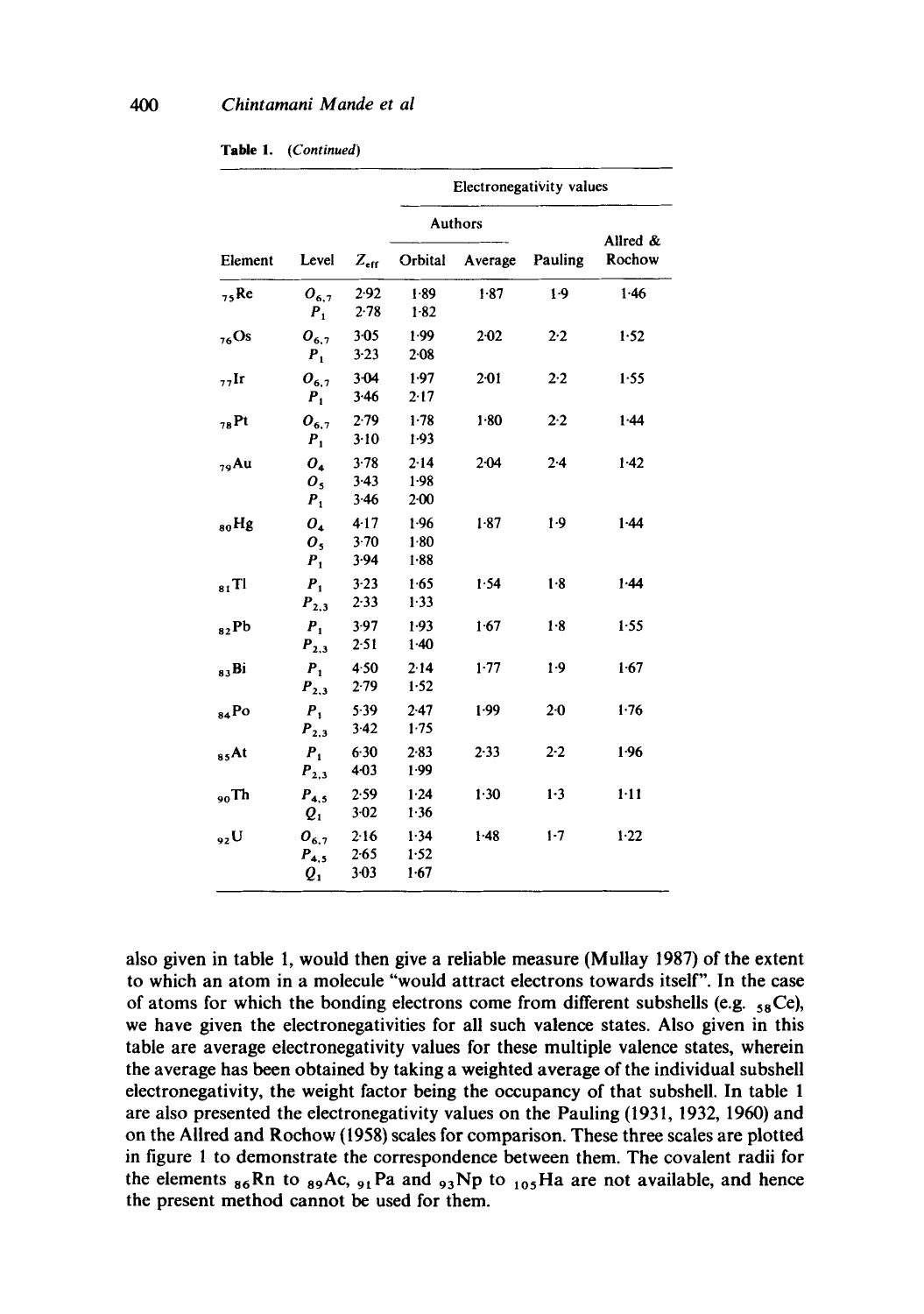**Table 1.** (*Continued*)

| Element | Level | $Z_{eff}$ | Electronegativity values | | | |
|---|---|---|---|---|---|---|
| | | | Authors | | Pauling | Allred & Rochow |
| | | | Orbital | Average | | |
| $_{75}$Re | $O_{6,7}$ | 2·92 | 1·89 | 1·87 | 1·9 | 1·46 |
| | $P_1$ | 2·78 | 1·82 | | | |
| $_{76}$Os | $O_{6,7}$ | 3·05 | 1·99 | 2·02 | 2·2 | 1·52 |
| | $P_1$ | 3·23 | 2·08 | | | |
| $_{77}$Ir | $O_{6,7}$ | 3·04 | 1·97 | 2·01 | 2·2 | 1·55 |
| | $P_1$ | 3·46 | 2·17 | | | |
| $_{78}$Pt | $O_{6,7}$ | 2·79 | 1·78 | 1·80 | 2·2 | 1·44 |
| | $P_1$ | 3·10 | 1·93 | | | |
| $_{79}$Au | $O_4$ | 3·78 | 2·14 | 2·04 | 2·4 | 1·42 |
| | $O_5$ | 3·43 | 1·98 | | | |
| | $P_1$ | 3·46 | 2·00 | | | |
| $_{80}$Hg | $O_4$ | 4·17 | 1·96 | 1·87 | 1·9 | 1·44 |
| | $O_5$ | 3·70 | 1·80 | | | |
| | $P_1$ | 3·94 | 1·88 | | | |
| $_{81}$Tl | $P_1$ | 3·23 | 1·65 | 1·54 | 1·8 | 1·44 |
| | $P_{2,3}$ | 2·33 | 1·33 | | | |
| $_{82}$Pb | $P_1$ | 3·97 | 1·93 | 1·67 | 1·8 | 1·55 |
| | $P_{2,3}$ | 2·51 | 1·40 | | | |
| $_{83}$Bi | $P_1$ | 4·50 | 2·14 | 1·77 | 1·9 | 1·67 |
| | $P_{2,3}$ | 2·79 | 1·52 | | | |
| $_{84}$Po | $P_1$ | 5·39 | 2·47 | 1·99 | 2·0 | 1·76 |
| | $P_{2,3}$ | 3·42 | 1·75 | | | |
| $_{85}$At | $P_1$ | 6·30 | 2·83 | 2·33 | 2·2 | 1·96 |
| | $P_{2,3}$ | 4·03 | 1·99 | | | |
| $_{90}$Th | $P_{4,5}$ | 2·59 | 1·24 | 1·30 | 1·3 | 1·11 |
| | $Q_1$ | 3·02 | 1·36 | | | |
| $_{92}$U | $O_{6,7}$ | 2·16 | 1·34 | 1·48 | 1·7 | 1·22 |
| | $P_{4,5}$ | 2·65 | 1·52 | | | |
| | $Q_1$ | 3·03 | 1·67 | | | |

also given in table 1, would then give a reliable measure (Mullay 1987) of the extent to which an atom in a molecule "would attract electrons towards itself". In the case of atoms for which the bonding electrons come from different subshells (e.g. $_{58}$Ce), we have given the electronegativities for all such valence states. Also given in this table are average electronegativity values for these multiple valence states, wherein the average has been obtained by taking a weighted average of the individual subshell electronegativity, the weight factor being the occupancy of that subshell. In table 1 are also presented the electronegativity values on the Pauling (1931, 1932, 1960) and on the Allred and Rochow (1958) scales for comparison. These three scales are plotted in figure 1 to demonstrate the correspondence between them. The covalent radii for the elements $_{86}$Rn to $_{89}$Ac, $_{91}$Pa and $_{93}$Np to $_{105}$Ha are not available, and hence the present method cannot be used for them.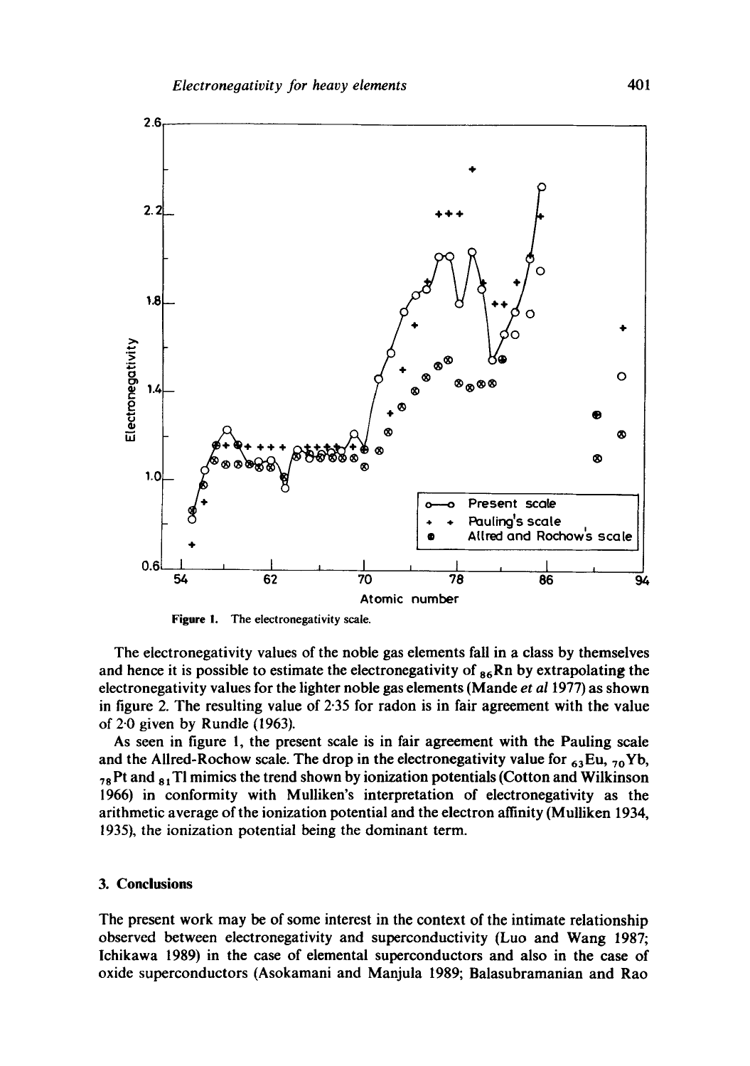Figure 1. The electronegativity scale.

The electronegativity values of the noble gas elements fall in a class by themselves and hence it is possible to estimate the electronegativity of $_{86}$Rn by extrapolating the electronegativity values for the lighter noble gas elements (Mande *et al* 1977) as shown in figure 2. The resulting value of 2·35 for radon is in fair agreement with the value of 2·0 given by Rundle (1963).

As seen in figure 1, the present scale is in fair agreement with the Pauling scale and the Allred-Rochow scale. The drop in the electronegativity value for $_{63}$Eu, $_{70}$Yb, $_{78}$Pt and $_{81}$Tl mimics the trend shown by ionization potentials (Cotton and Wilkinson 1966) in conformity with Mulliken's interpretation of electronegativity as the arithmetic average of the ionization potential and the electron affinity (Mulliken 1934, 1935), the ionization potential being the dominant term.

## 3. Conclusions

The present work may be of some interest in the context of the intimate relationship observed between electronegativity and superconductivity (Luo and Wang 1987; Ichikawa 1989) in the case of elemental superconductors and also in the case of oxide superconductors (Asokamani and Manjula 1989; Balasubramanian and Rao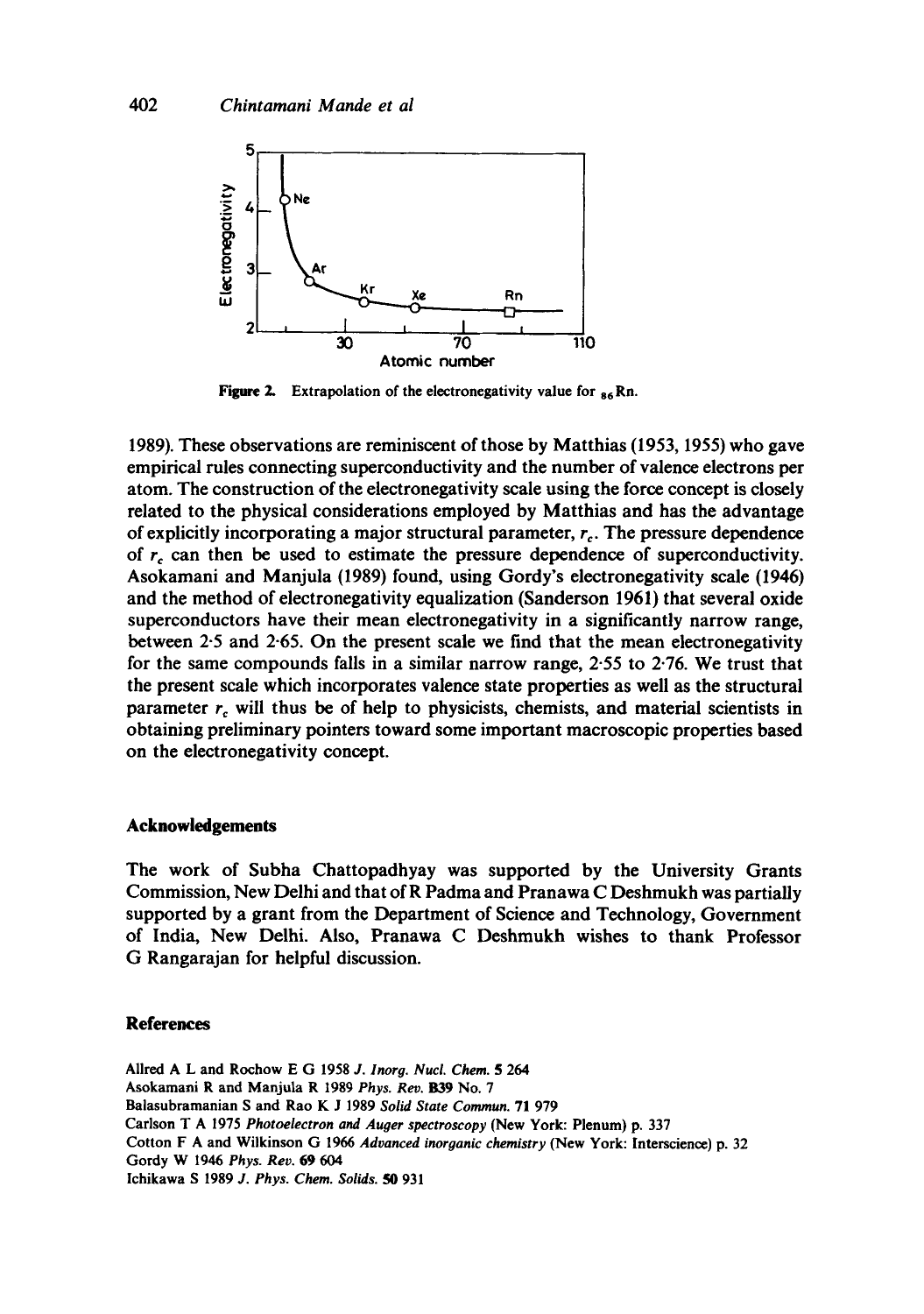Figure 2. Extrapolation of the electronegativity value for $_{86}$Rn.

1989). These observations are reminiscent of those by Matthias (1953, 1955) who gave empirical rules connecting superconductivity and the number of valence electrons per atom. The construction of the electronegativity scale using the force concept is closely related to the physical considerations employed by Matthias and has the advantage of explicitly incorporating a major structural parameter, $r_c$. The pressure dependence of $r_c$ can then be used to estimate the pressure dependence of superconductivity. Asokamani and Manjula (1989) found, using Gordy's electronegativity scale (1946) and the method of electronegativity equalization (Sanderson 1961) that several oxide superconductors have their mean electronegativity in a significantly narrow range, between 2·5 and 2·65. On the present scale we find that the mean electronegativity for the same compounds falls in a similar narrow range, 2·55 to 2·76. We trust that the present scale which incorporates valence state properties as well as the structural parameter $r_c$ will thus be of help to physicists, chemists, and material scientists in obtaining preliminary pointers toward some important macroscopic properties based on the electronegativity concept.

## Acknowledgements

The work of Subha Chattopadhyay was supported by the University Grants Commission, New Delhi and that of R Padma and Pranawa C Deshmukh was partially supported by a grant from the Department of Science and Technology, Government of India, New Delhi. Also, Pranawa C Deshmukh wishes to thank Professor G Rangarajan for helpful discussion.

## References

Allred A L and Rochow E G 1958 *J. Inorg. Nucl. Chem.* **5** 264

Asokamani R and Manjula R 1989 *Phys. Rev.* **B39** No. 7

Balasubramanian S and Rao K J 1989 *Solid State Commun.* **71** 979

Carlson T A 1975 *Photoelectron and Auger spectroscopy* (New York: Plenum) p. 337

Cotton F A and Wilkinson G 1966 *Advanced inorganic chemistry* (New York: Interscience) p. 32

Gordy W 1946 *Phys. Rev.* **69** 604

Ichikawa S 1989 *J. Phys. Chem. Solids.* **50** 931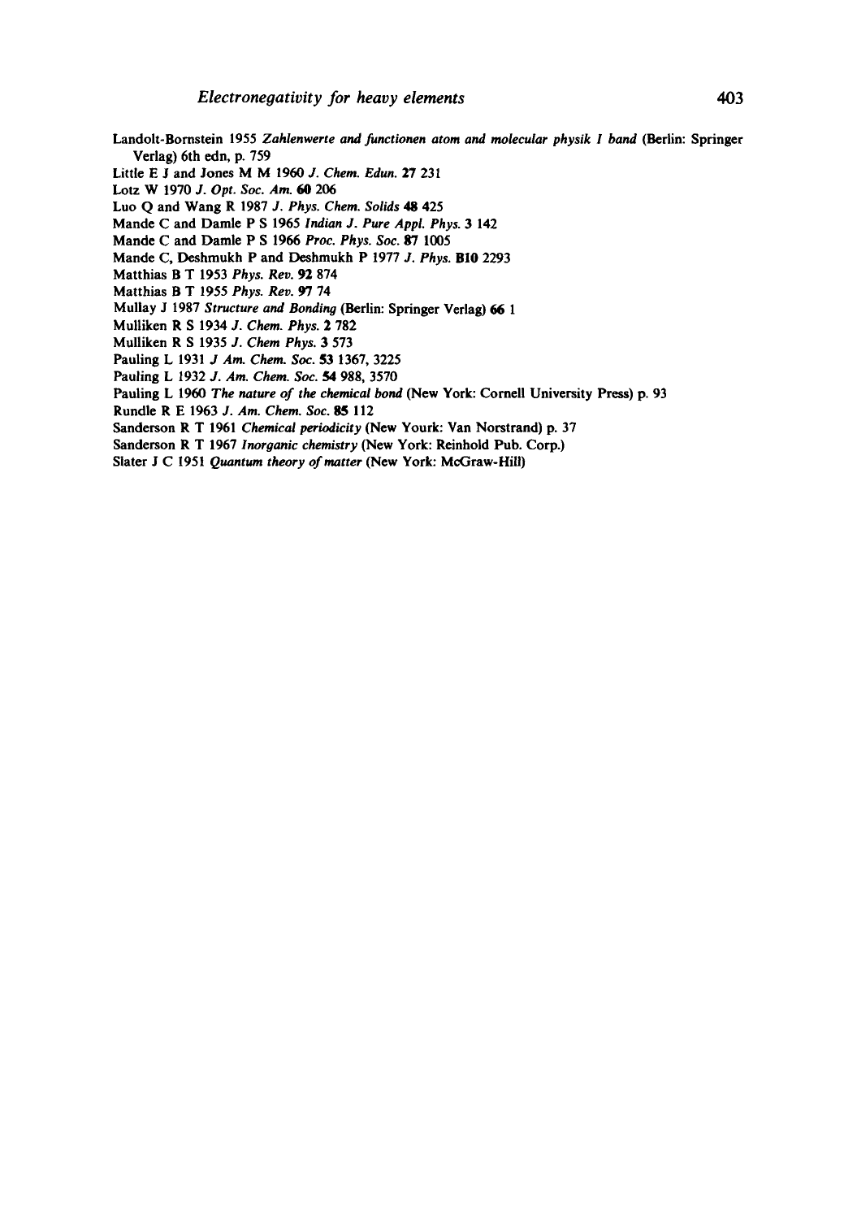Landolt-Bornstein 1955 *Zahlenwerte and functionen atom and molecular physik I band* (Berlin: Springer Verlag) 6th edn, p. 759

Little E J and Jones M M 1960 *J. Chem. Edun.* **27** 231

Lotz W 1970 *J. Opt. Soc. Am.* **60** 206

Luo Q and Wang R 1987 *J. Phys. Chem. Solids* **48** 425

Mande C and Damle P S 1965 *Indian J. Pure Appl. Phys.* **3** 142

Mande C and Damle P S 1966 *Proc. Phys. Soc.* **87** 1005

Mande C, Deshmukh P and Deshmukh P 1977 *J. Phys.* **B10** 2293

Matthias B T 1953 *Phys. Rev.* **92** 874

Matthias B T 1955 *Phys. Rev.* **97** 74

Mullay J 1987 *Structure and Bonding* (Berlin: Springer Verlag) **66** 1

Mulliken R S 1934 *J. Chem. Phys.* **2** 782

Mulliken R S 1935 *J. Chem Phys.* **3** 573

Pauling L 1931 *J Am. Chem. Soc.* **53** 1367, 3225

Pauling L 1932 *J. Am. Chem. Soc.* **54** 988, 3570

Pauling L 1960 *The nature of the chemical bond* (New York: Cornell University Press) p. 93

Rundle R E 1963 *J. Am. Chem. Soc.* **85** 112

Sanderson R T 1961 *Chemical periodicity* (New Yourk: Van Norstrand) p. 37

Sanderson R T 1967 *Inorganic chemistry* (New York: Reinhold Pub. Corp.)

Slater J C 1951 *Quantum theory of matter* (New York: McGraw-Hill)